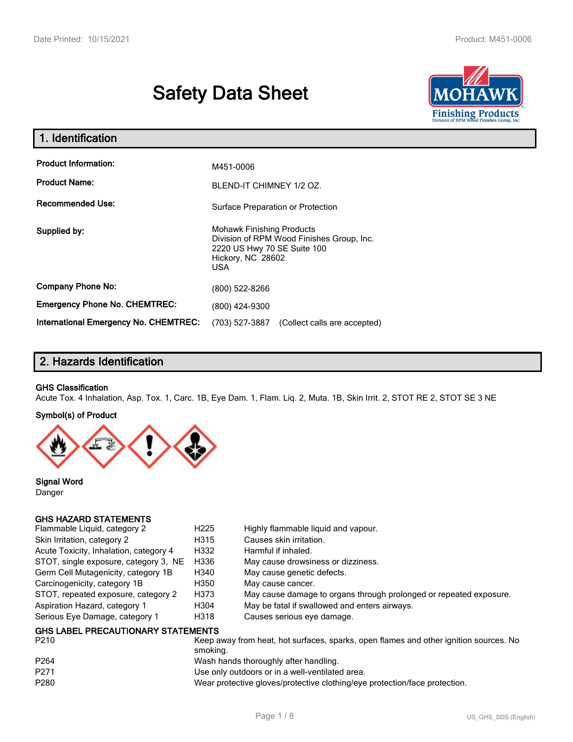# Safety Data Sheet

## 1. Identification

| | |
|---|---|
| **Product Information:** | M451-0006 |
| **Product Name:** | BLEND-IT CHIMNEY 1/2 OZ. |
| **Recommended Use:** | Surface Preparation or Protection |
| **Supplied by:** | Mohawk Finishing Products<br>Division of RPM Wood Finishes Group, Inc.<br>2220 US Hwy 70 SE Suite 100<br>Hickory, NC 28602<br>USA |
| **Company Phone No:** | (800) 522-8266 |
| **Emergency Phone No. CHEMTREC:** | (800) 424-9300 |
| **International Emergency No. CHEMTREC:** | (703) 527-3887 (Collect calls are accepted) |

## 2. Hazards Identification

**GHS Classification**

Acute Tox. 4 Inhalation, Asp. Tox. 1, Carc. 1B, Eye Dam. 1, Flam. Liq. 2, Muta. 1B, Skin Irrit. 2, STOT RE 2, STOT SE 3 NE

**Symbol(s) of Product**

**Signal Word**

Danger

**GHS HAZARD STATEMENTS**

| | | |
|---|---|---|
| Flammable Liquid, category 2 | H225 | Highly flammable liquid and vapour. |
| Skin Irritation, category 2 | H315 | Causes skin irritation. |
| Acute Toxicity, Inhalation, category 4 | H332 | Harmful if inhaled. |
| STOT, single exposure, category 3, NE | H336 | May cause drowsiness or dizziness. |
| Germ Cell Mutagenicity, category 1B | H340 | May cause genetic defects. |
| Carcinogenicity, category 1B | H350 | May cause cancer. |
| STOT, repeated exposure, category 2 | H373 | May cause damage to organs through prolonged or repeated exposure. |
| Aspiration Hazard, category 1 | H304 | May be fatal if swallowed and enters airways. |
| Serious Eye Damage, category 1 | H318 | Causes serious eye damage. |

**GHS LABEL PRECAUTIONARY STATEMENTS**

| | |
|---|---|
| P210 | Keep away from heat, hot surfaces, sparks, open flames and other ignition sources. No smoking. |
| P264 | Wash hands thoroughly after handling. |
| P271 | Use only outdoors or in a well-ventilated area. |
| P280 | Wear protective gloves/protective clothing/eye protection/face protection. |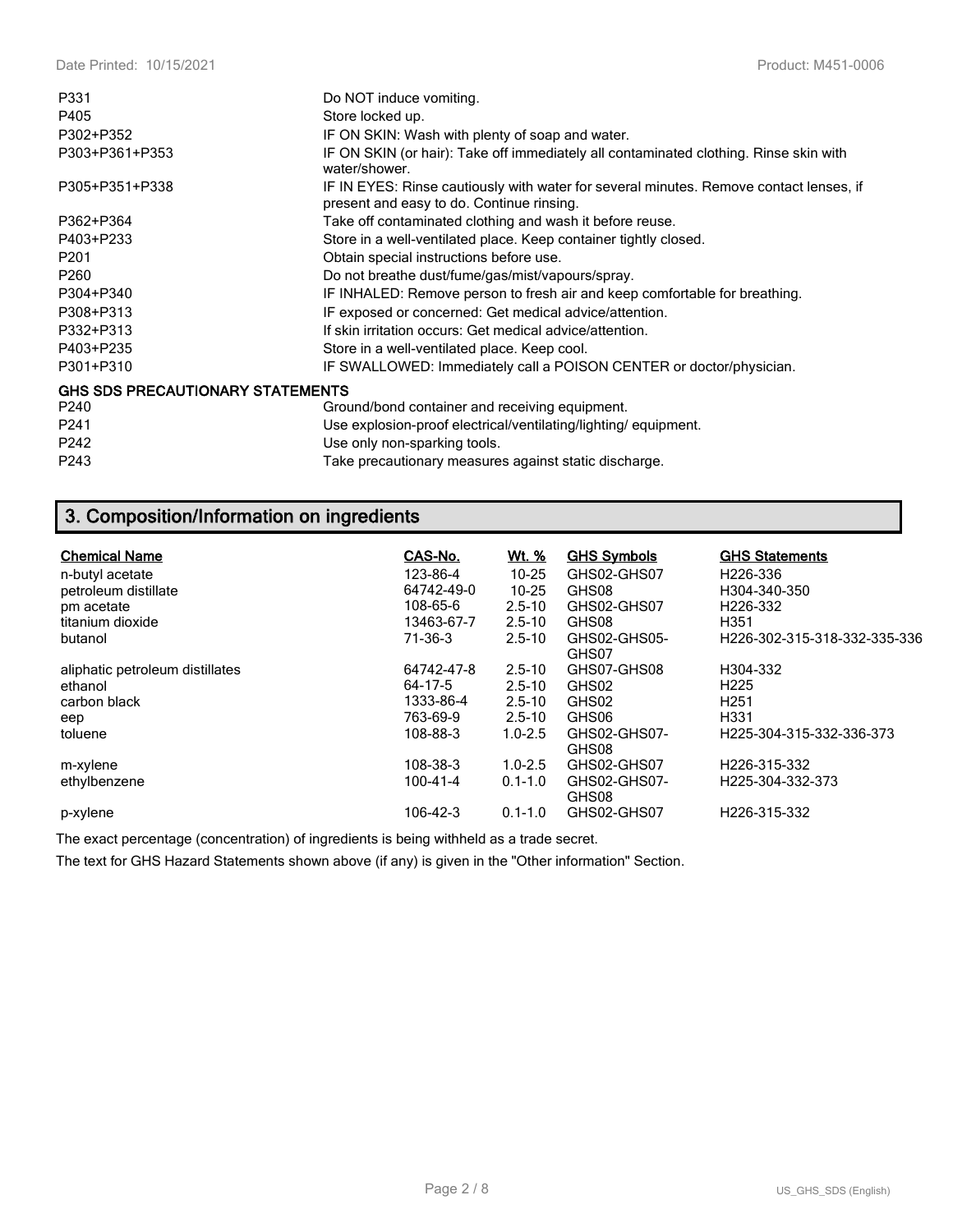| | |
|---|---|
| P331 | Do NOT induce vomiting. |
| P405 | Store locked up. |
| P302+P352 | IF ON SKIN: Wash with plenty of soap and water. |
| P303+P361+P353 | IF ON SKIN (or hair): Take off immediately all contaminated clothing. Rinse skin with water/shower. |
| P305+P351+P338 | IF IN EYES: Rinse cautiously with water for several minutes. Remove contact lenses, if present and easy to do. Continue rinsing. |
| P362+P364 | Take off contaminated clothing and wash it before reuse. |
| P403+P233 | Store in a well-ventilated place. Keep container tightly closed. |
| P201 | Obtain special instructions before use. |
| P260 | Do not breathe dust/fume/gas/mist/vapours/spray. |
| P304+P340 | IF INHALED: Remove person to fresh air and keep comfortable for breathing. |
| P308+P313 | IF exposed or concerned: Get medical advice/attention. |
| P332+P313 | If skin irritation occurs: Get medical advice/attention. |
| P403+P235 | Store in a well-ventilated place. Keep cool. |
| P301+P310 | IF SWALLOWED: Immediately call a POISON CENTER or doctor/physician. |

**GHS SDS PRECAUTIONARY STATEMENTS**

| | |
|---|---|
| P240 | Ground/bond container and receiving equipment. |
| P241 | Use explosion-proof electrical/ventilating/lighting/ equipment. |
| P242 | Use only non-sparking tools. |
| P243 | Take precautionary measures against static discharge. |

## 3. Composition/Information on ingredients

| Chemical Name | CAS-No. | Wt. % | GHS Symbols | GHS Statements |
|---|---|---|---|---|
| n-butyl acetate | 123-86-4 | 10-25 | GHS02-GHS07 | H226-336 |
| petroleum distillate | 64742-49-0 | 10-25 | GHS08 | H304-340-350 |
| pm acetate | 108-65-6 | 2.5-10 | GHS02-GHS07 | H226-332 |
| titanium dioxide | 13463-67-7 | 2.5-10 | GHS08 | H351 |
| butanol | 71-36-3 | 2.5-10 | GHS02-GHS05-GHS07 | H226-302-315-318-332-335-336 |
| aliphatic petroleum distillates | 64742-47-8 | 2.5-10 | GHS07-GHS08 | H304-332 |
| ethanol | 64-17-5 | 2.5-10 | GHS02 | H225 |
| carbon black | 1333-86-4 | 2.5-10 | GHS02 | H251 |
| eep | 763-69-9 | 2.5-10 | GHS06 | H331 |
| toluene | 108-88-3 | 1.0-2.5 | GHS02-GHS07-GHS08 | H225-304-315-332-336-373 |
| m-xylene | 108-38-3 | 1.0-2.5 | GHS02-GHS07 | H226-315-332 |
| ethylbenzene | 100-41-4 | 0.1-1.0 | GHS02-GHS07-GHS08 | H225-304-332-373 |
| p-xylene | 106-42-3 | 0.1-1.0 | GHS02-GHS07 | H226-315-332 |

The exact percentage (concentration) of ingredients is being withheld as a trade secret.

The text for GHS Hazard Statements shown above (if any) is given in the "Other information" Section.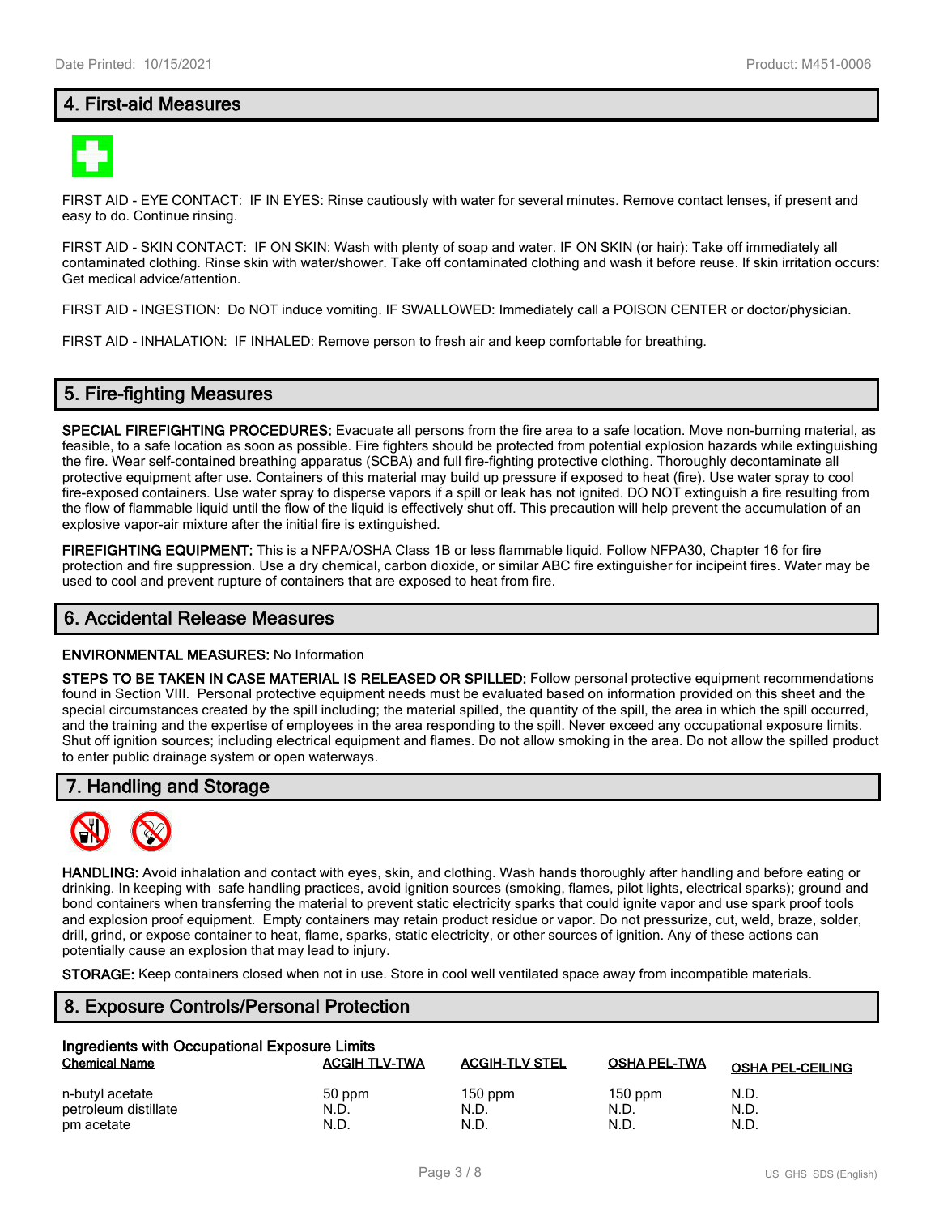## 4. First-aid Measures

FIRST AID - EYE CONTACT: IF IN EYES: Rinse cautiously with water for several minutes. Remove contact lenses, if present and easy to do. Continue rinsing.

FIRST AID - SKIN CONTACT: IF ON SKIN: Wash with plenty of soap and water. IF ON SKIN (or hair): Take off immediately all contaminated clothing. Rinse skin with water/shower. Take off contaminated clothing and wash it before reuse. If skin irritation occurs: Get medical advice/attention.

FIRST AID - INGESTION: Do NOT induce vomiting. IF SWALLOWED: Immediately call a POISON CENTER or doctor/physician.

FIRST AID - INHALATION: IF INHALED: Remove person to fresh air and keep comfortable for breathing.

## 5. Fire-fighting Measures

**SPECIAL FIREFIGHTING PROCEDURES:** Evacuate all persons from the fire area to a safe location. Move non-burning material, as feasible, to a safe location as soon as possible. Fire fighters should be protected from potential explosion hazards while extinguishing the fire. Wear self-contained breathing apparatus (SCBA) and full fire-fighting protective clothing. Thoroughly decontaminate all protective equipment after use. Containers of this material may build up pressure if exposed to heat (fire). Use water spray to cool fire-exposed containers. Use water spray to disperse vapors if a spill or leak has not ignited. DO NOT extinguish a fire resulting from the flow of flammable liquid until the flow of the liquid is effectively shut off. This precaution will help prevent the accumulation of an explosive vapor-air mixture after the initial fire is extinguished.

**FIREFIGHTING EQUIPMENT:** This is a NFPA/OSHA Class 1B or less flammable liquid. Follow NFPA30, Chapter 16 for fire protection and fire suppression. Use a dry chemical, carbon dioxide, or similar ABC fire extinguisher for incipeint fires. Water may be used to cool and prevent rupture of containers that are exposed to heat from fire.

## 6. Accidental Release Measures

**ENVIRONMENTAL MEASURES:** No Information

**STEPS TO BE TAKEN IN CASE MATERIAL IS RELEASED OR SPILLED:** Follow personal protective equipment recommendations found in Section VIII. Personal protective equipment needs must be evaluated based on information provided on this sheet and the special circumstances created by the spill including; the material spilled, the quantity of the spill, the area in which the spill occurred, and the training and the expertise of employees in the area responding to the spill. Never exceed any occupational exposure limits. Shut off ignition sources; including electrical equipment and flames. Do not allow smoking in the area. Do not allow the spilled product to enter public drainage system or open waterways.

## 7. Handling and Storage

**HANDLING:** Avoid inhalation and contact with eyes, skin, and clothing. Wash hands thoroughly after handling and before eating or drinking. In keeping with safe handling practices, avoid ignition sources (smoking, flames, pilot lights, electrical sparks); ground and bond containers when transferring the material to prevent static electricity sparks that could ignite vapor and use spark proof tools and explosion proof equipment. Empty containers may retain product residue or vapor. Do not pressurize, cut, weld, braze, solder, drill, grind, or expose container to heat, flame, sparks, static electricity, or other sources of ignition. Any of these actions can potentially cause an explosion that may lead to injury.

**STORAGE:** Keep containers closed when not in use. Store in cool well ventilated space away from incompatible materials.

## 8. Exposure Controls/Personal Protection

**Ingredients with Occupational Exposure Limits**

| Chemical Name | ACGIH TLV-TWA | ACGIH-TLV STEL | OSHA PEL-TWA | OSHA PEL-CEILING |
|---|---|---|---|---|
| n-butyl acetate | 50 ppm | 150 ppm | 150 ppm | N.D. |
| petroleum distillate | N.D. | N.D. | N.D. | N.D. |
| pm acetate | N.D. | N.D. | N.D. | N.D. |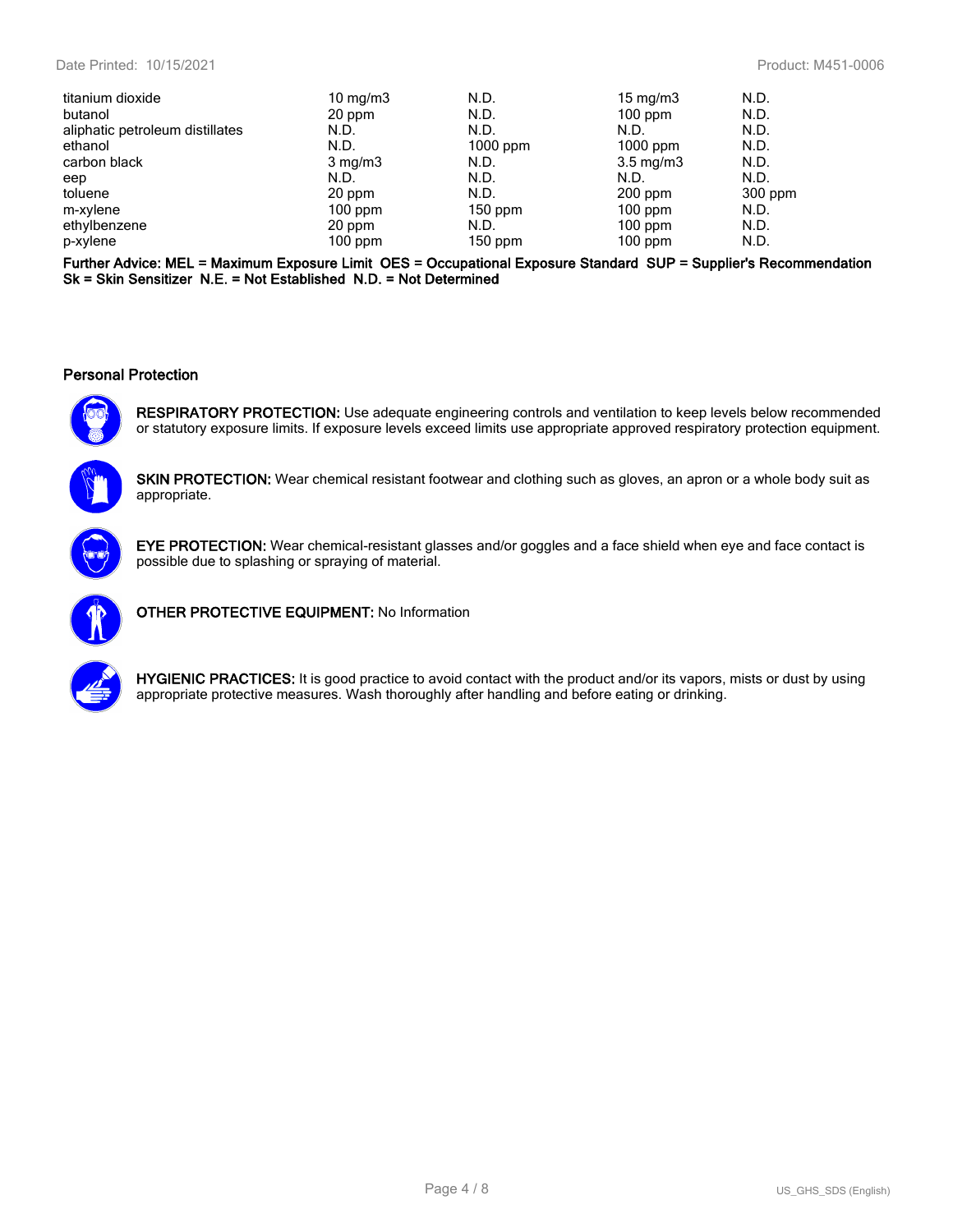| | | | | |
|---|---|---|---|---|
| titanium dioxide | 10 mg/m3 | N.D. | 15 mg/m3 | N.D. |
| butanol | 20 ppm | N.D. | 100 ppm | N.D. |
| aliphatic petroleum distillates | N.D. | N.D. | N.D. | N.D. |
| ethanol | N.D. | 1000 ppm | 1000 ppm | N.D. |
| carbon black | 3 mg/m3 | N.D. | 3.5 mg/m3 | N.D. |
| eep | N.D. | N.D. | N.D. | N.D. |
| toluene | 20 ppm | N.D. | 200 ppm | 300 ppm |
| m-xylene | 100 ppm | 150 ppm | 100 ppm | N.D. |
| ethylbenzene | 20 ppm | N.D. | 100 ppm | N.D. |
| p-xylene | 100 ppm | 150 ppm | 100 ppm | N.D. |

**Further Advice: MEL = Maximum Exposure Limit OES = Occupational Exposure Standard SUP = Supplier's Recommendation Sk = Skin Sensitizer N.E. = Not Established N.D. = Not Determined**

### Personal Protection

**RESPIRATORY PROTECTION:** Use adequate engineering controls and ventilation to keep levels below recommended or statutory exposure limits. If exposure levels exceed limits use appropriate approved respiratory protection equipment.

**SKIN PROTECTION:** Wear chemical resistant footwear and clothing such as gloves, an apron or a whole body suit as appropriate.

**EYE PROTECTION:** Wear chemical-resistant glasses and/or goggles and a face shield when eye and face contact is possible due to splashing or spraying of material.

**OTHER PROTECTIVE EQUIPMENT:** No Information

**HYGIENIC PRACTICES:** It is good practice to avoid contact with the product and/or its vapors, mists or dust by using appropriate protective measures. Wash thoroughly after handling and before eating or drinking.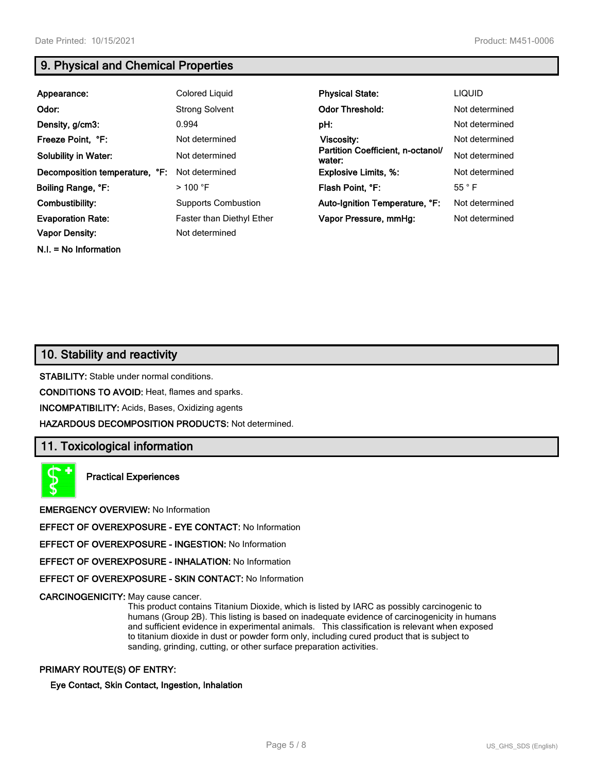## 9. Physical and Chemical Properties

| | | | |
|---|---|---|---|
| **Appearance:** | Colored Liquid | **Physical State:** | LIQUID |
| **Odor:** | Strong Solvent | **Odor Threshold:** | Not determined |
| **Density, g/cm3:** | 0.994 | **pH:** | Not determined |
| **Freeze Point, °F:** | Not determined | **Viscosity:** | Not determined |
| **Solubility in Water:** | Not determined | **Partition Coefficient, n-octanol/ water:** | Not determined |
| **Decomposition temperature, °F:** | Not determined | **Explosive Limits, %:** | Not determined |
| **Boiling Range, °F:** | > 100 °F | **Flash Point, °F:** | 55 ° F |
| **Combustibility:** | Supports Combustion | **Auto-Ignition Temperature, °F:** | Not determined |
| **Evaporation Rate:** | Faster than Diethyl Ether | **Vapor Pressure, mmHg:** | Not determined |
| **Vapor Density:** | Not determined | | |

**N.I. = No Information**

## 10. Stability and reactivity

**STABILITY:** Stable under normal conditions.

**CONDITIONS TO AVOID:** Heat, flames and sparks.

**INCOMPATIBILITY:** Acids, Bases, Oxidizing agents

**HAZARDOUS DECOMPOSITION PRODUCTS:** Not determined.

## 11. Toxicological information

**Practical Experiences**

**EMERGENCY OVERVIEW:** No Information

**EFFECT OF OVEREXPOSURE - EYE CONTACT:** No Information

**EFFECT OF OVEREXPOSURE - INGESTION:** No Information

**EFFECT OF OVEREXPOSURE - INHALATION:** No Information

**EFFECT OF OVEREXPOSURE - SKIN CONTACT:** No Information

**CARCINOGENICITY:** May cause cancer.

This product contains Titanium Dioxide, which is listed by IARC as possibly carcinogenic to humans (Group 2B). This listing is based on inadequate evidence of carcinogenicity in humans and sufficient evidence in experimental animals. This classification is relevant when exposed to titanium dioxide in dust or powder form only, including cured product that is subject to sanding, grinding, cutting, or other surface preparation activities.

**PRIMARY ROUTE(S) OF ENTRY:**

**Eye Contact, Skin Contact, Ingestion, Inhalation**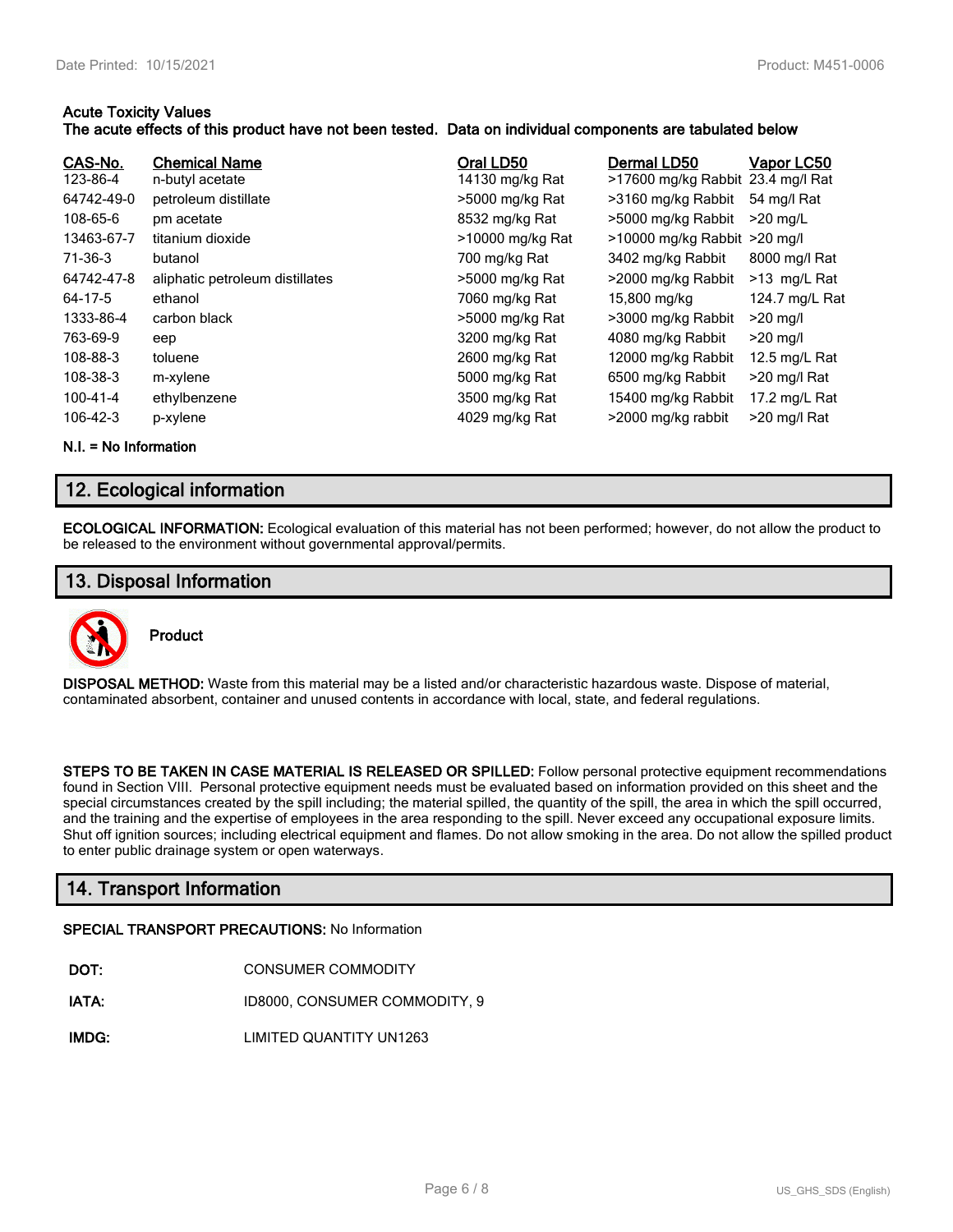**Acute Toxicity Values**
**The acute effects of this product have not been tested. Data on individual components are tabulated below**

| CAS-No. | Chemical Name | Oral LD50 | Dermal LD50 | Vapor LC50 |
|---|---|---|---|---|
| 123-86-4 | n-butyl acetate | 14130 mg/kg Rat | >17600 mg/kg Rabbit | 23.4 mg/l Rat |
| 64742-49-0 | petroleum distillate | >5000 mg/kg Rat | >3160 mg/kg Rabbit | 54 mg/l Rat |
| 108-65-6 | pm acetate | 8532 mg/kg Rat | >5000 mg/kg Rabbit | >20 mg/L |
| 13463-67-7 | titanium dioxide | >10000 mg/kg Rat | >10000 mg/kg Rabbit | >20 mg/l |
| 71-36-3 | butanol | 700 mg/kg Rat | 3402 mg/kg Rabbit | 8000 mg/l Rat |
| 64742-47-8 | aliphatic petroleum distillates | >5000 mg/kg Rat | >2000 mg/kg Rabbit | >13 mg/L Rat |
| 64-17-5 | ethanol | 7060 mg/kg Rat | 15,800 mg/kg | 124.7 mg/L Rat |
| 1333-86-4 | carbon black | >5000 mg/kg Rat | >3000 mg/kg Rabbit | >20 mg/l |
| 763-69-9 | eep | 3200 mg/kg Rat | 4080 mg/kg Rabbit | >20 mg/l |
| 108-88-3 | toluene | 2600 mg/kg Rat | 12000 mg/kg Rabbit | 12.5 mg/L Rat |
| 108-38-3 | m-xylene | 5000 mg/kg Rat | 6500 mg/kg Rabbit | >20 mg/l Rat |
| 100-41-4 | ethylbenzene | 3500 mg/kg Rat | 15400 mg/kg Rabbit | 17.2 mg/L Rat |
| 106-42-3 | p-xylene | 4029 mg/kg Rat | >2000 mg/kg rabbit | >20 mg/l Rat |

**N.I. = No Information**

## 12. Ecological information

**ECOLOGICAL INFORMATION:** Ecological evaluation of this material has not been performed; however, do not allow the product to be released to the environment without governmental approval/permits.

## 13. Disposal Information

**Product**

**DISPOSAL METHOD:** Waste from this material may be a listed and/or characteristic hazardous waste. Dispose of material, contaminated absorbent, container and unused contents in accordance with local, state, and federal regulations.

**STEPS TO BE TAKEN IN CASE MATERIAL IS RELEASED OR SPILLED:** Follow personal protective equipment recommendations found in Section VIII. Personal protective equipment needs must be evaluated based on information provided on this sheet and the special circumstances created by the spill including; the material spilled, the quantity of the spill, the area in which the spill occurred, and the training and the expertise of employees in the area responding to the spill. Never exceed any occupational exposure limits. Shut off ignition sources; including electrical equipment and flames. Do not allow smoking in the area. Do not allow the spilled product to enter public drainage system or open waterways.

## 14. Transport Information

**SPECIAL TRANSPORT PRECAUTIONS:** No Information

**DOT:** CONSUMER COMMODITY

**IATA:** ID8000, CONSUMER COMMODITY, 9

**IMDG:** LIMITED QUANTITY UN1263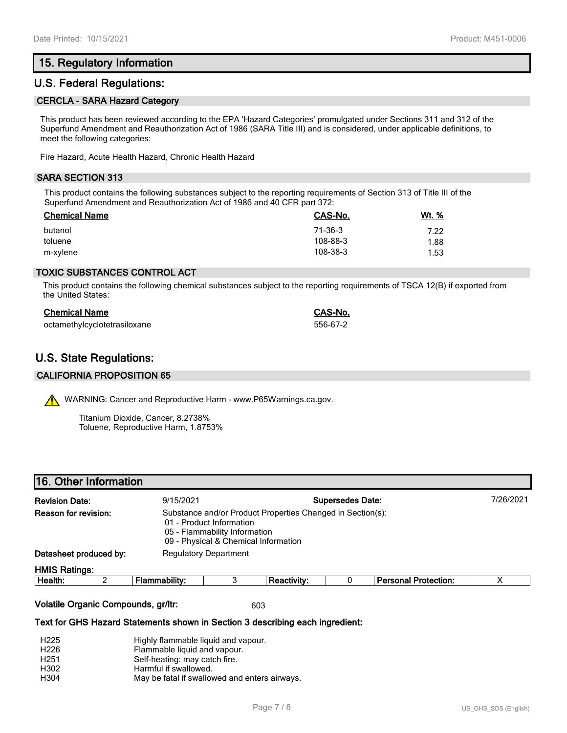## 15. Regulatory Information

## U.S. Federal Regulations:

### CERCLA - SARA Hazard Category

This product has been reviewed according to the EPA 'Hazard Categories' promulgated under Sections 311 and 312 of the Superfund Amendment and Reauthorization Act of 1986 (SARA Title III) and is considered, under applicable definitions, to meet the following categories:

Fire Hazard, Acute Health Hazard, Chronic Health Hazard

### SARA SECTION 313

This product contains the following substances subject to the reporting requirements of Section 313 of Title III of the Superfund Amendment and Reauthorization Act of 1986 and 40 CFR part 372:

| Chemical Name | CAS-No. | Wt. % |
|---|---|---|
| butanol | 71-36-3 | 7.22 |
| toluene | 108-88-3 | 1.88 |
| m-xylene | 108-38-3 | 1.53 |

### TOXIC SUBSTANCES CONTROL ACT

This product contains the following chemical substances subject to the reporting requirements of TSCA 12(B) if exported from the United States:

| Chemical Name | CAS-No. |
|---|---|
| octamethylcyclotetrasiloxane | 556-67-2 |

## U.S. State Regulations:

### CALIFORNIA PROPOSITION 65

WARNING: Cancer and Reproductive Harm - www.P65Warnings.ca.gov.

Titanium Dioxide, Cancer, 8.2738%
Toluene, Reproductive Harm, 1.8753%

## 16. Other Information

**Revision Date:** 9/15/2021 **Supersedes Date:** 7/26/2021

**Reason for revision:** Substance and/or Product Properties Changed in Section(s):
- 01 - Product Information
- 05 - Flammability Information
- 09 - Physical & Chemical Information

**Datasheet produced by:** Regulatory Department

**HMIS Ratings:**

| Health: | 2 | Flammability: | 3 | Reactivity: | 0 | Personal Protection: | X |
|---|---|---|---|---|---|---|---|

**Volatile Organic Compounds, gr/ltr:** 603

**Text for GHS Hazard Statements shown in Section 3 describing each ingredient:**

| | |
|---|---|
| H225 | Highly flammable liquid and vapour. |
| H226 | Flammable liquid and vapour. |
| H251 | Self-heating: may catch fire. |
| H302 | Harmful if swallowed. |
| H304 | May be fatal if swallowed and enters airways. |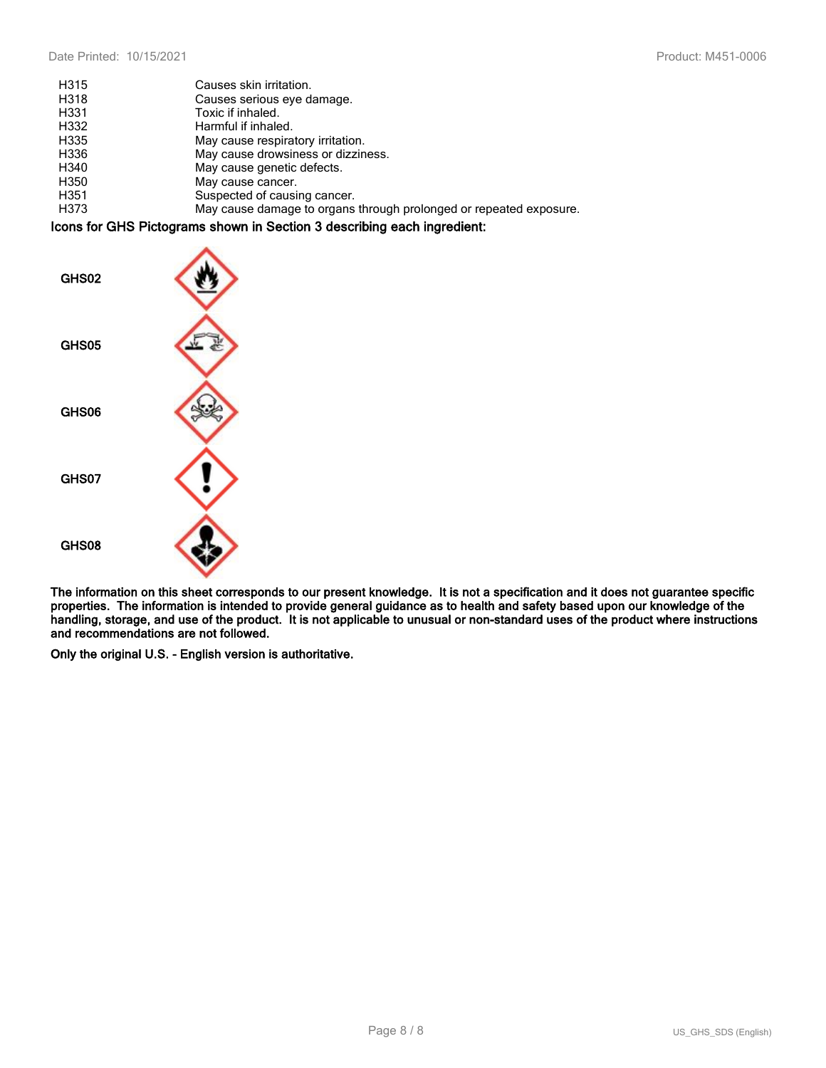| | |
|---|---|
| H315 | Causes skin irritation. |
| H318 | Causes serious eye damage. |
| H331 | Toxic if inhaled. |
| H332 | Harmful if inhaled. |
| H335 | May cause respiratory irritation. |
| H336 | May cause drowsiness or dizziness. |
| H340 | May cause genetic defects. |
| H350 | May cause cancer. |
| H351 | Suspected of causing cancer. |
| H373 | May cause damage to organs through prolonged or repeated exposure. |

**Icons for GHS Pictograms shown in Section 3 describing each ingredient:**

**GHS02**

**GHS05**

**GHS06**

**GHS07**

**GHS08**

**The information on this sheet corresponds to our present knowledge. It is not a specification and it does not guarantee specific properties. The information is intended to provide general guidance as to health and safety based upon our knowledge of the handling, storage, and use of the product. It is not applicable to unusual or non-standard uses of the product where instructions and recommendations are not followed.**

**Only the original U.S. - English version is authoritative.**